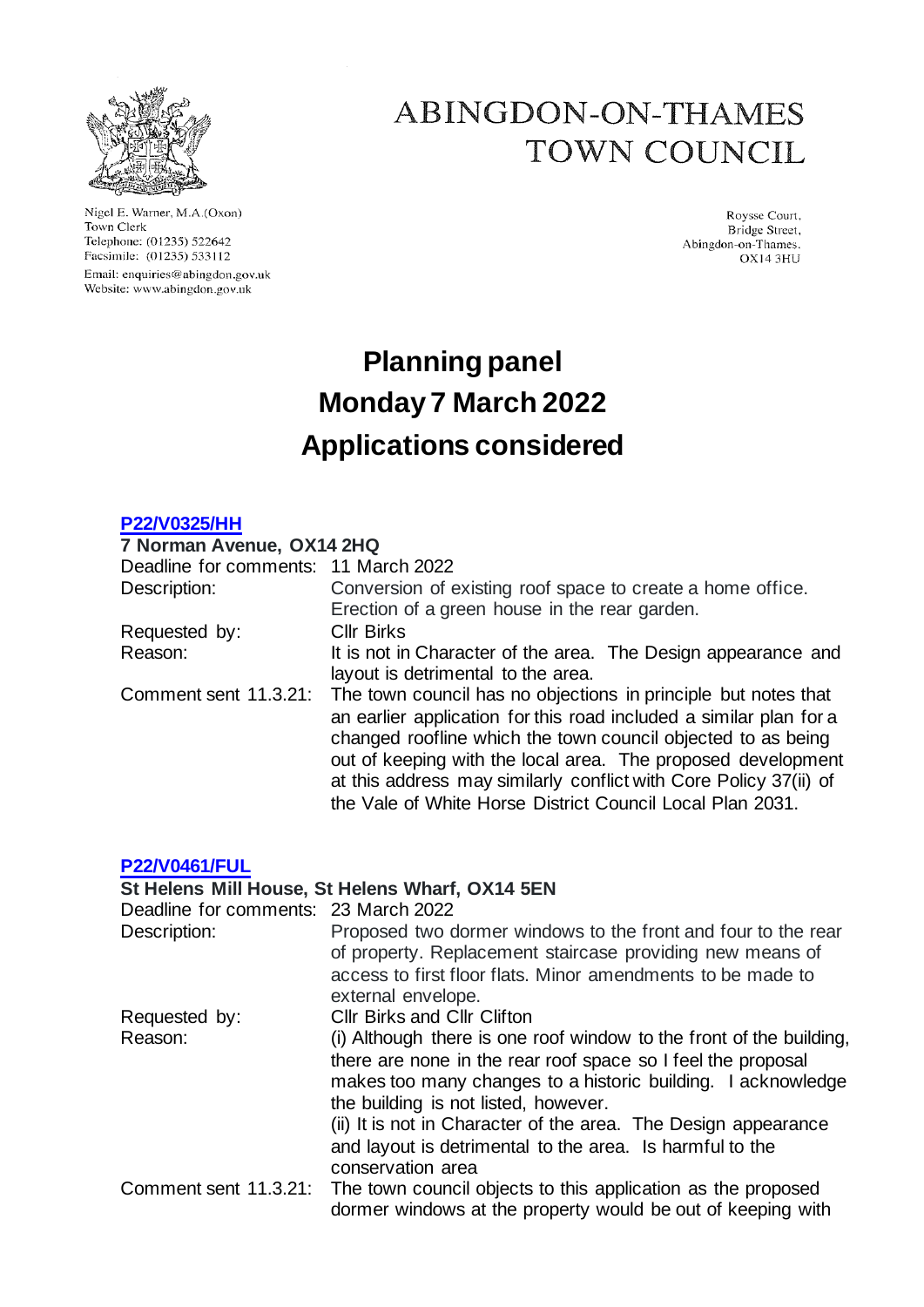# ABINGDON-ON-THAMES TOWN COUNCIL

Nigel E. Warner, M.A.(Oxon)
Town Clerk
Telephone: (01235) 522642
Facsimile: (01235) 533112
Email: enquiries@abingdon.gov.uk
Website: www.abingdon.gov.uk

Roysse Court,
Bridge Street,
Abingdon-on-Thames.
OX14 3HU

# Planning panel
# Monday 7 March 2022
# Applications considered

## P22/V0325/HH

**7 Norman Avenue, OX14 2HQ**

Deadline for comments: 11 March 2022

Description: Conversion of existing roof space to create a home office. Erection of a green house in the rear garden.

Requested by: Cllr Birks

Reason: It is not in Character of the area. The Design appearance and layout is detrimental to the area.

Comment sent 11.3.21: The town council has no objections in principle but notes that an earlier application for this road included a similar plan for a changed roofline which the town council objected to as being out of keeping with the local area. The proposed development at this address may similarly conflict with Core Policy 37(ii) of the Vale of White Horse District Council Local Plan 2031.

## P22/V0461/FUL

**St Helens Mill House, St Helens Wharf, OX14 5EN**

Deadline for comments: 23 March 2022

Description: Proposed two dormer windows to the front and four to the rear of property. Replacement staircase providing new means of access to first floor flats. Minor amendments to be made to external envelope.

Requested by: Cllr Birks and Cllr Clifton

Reason: (i) Although there is one roof window to the front of the building, there are none in the rear roof space so I feel the proposal makes too many changes to a historic building. I acknowledge the building is not listed, however.
(ii) It is not in Character of the area. The Design appearance and layout is detrimental to the area. Is harmful to the conservation area

Comment sent 11.3.21: The town council objects to this application as the proposed dormer windows at the property would be out of keeping with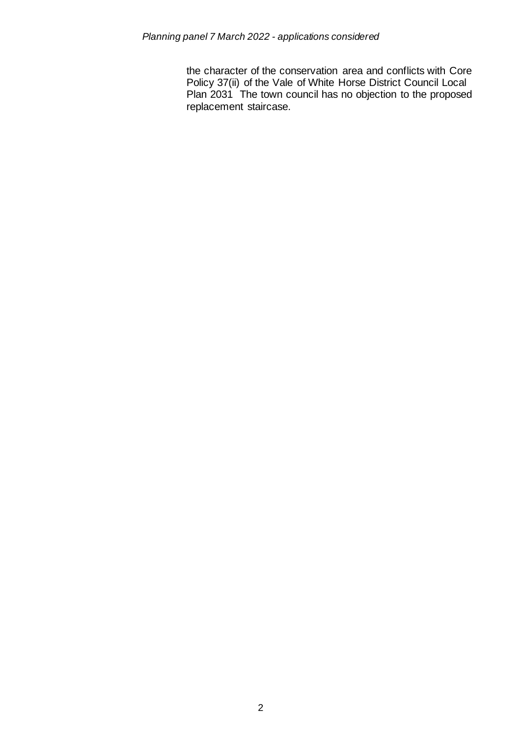the character of the conservation area and conflicts with Core Policy 37(ii) of the Vale of White Horse District Council Local Plan 2031 The town council has no objection to the proposed replacement staircase.